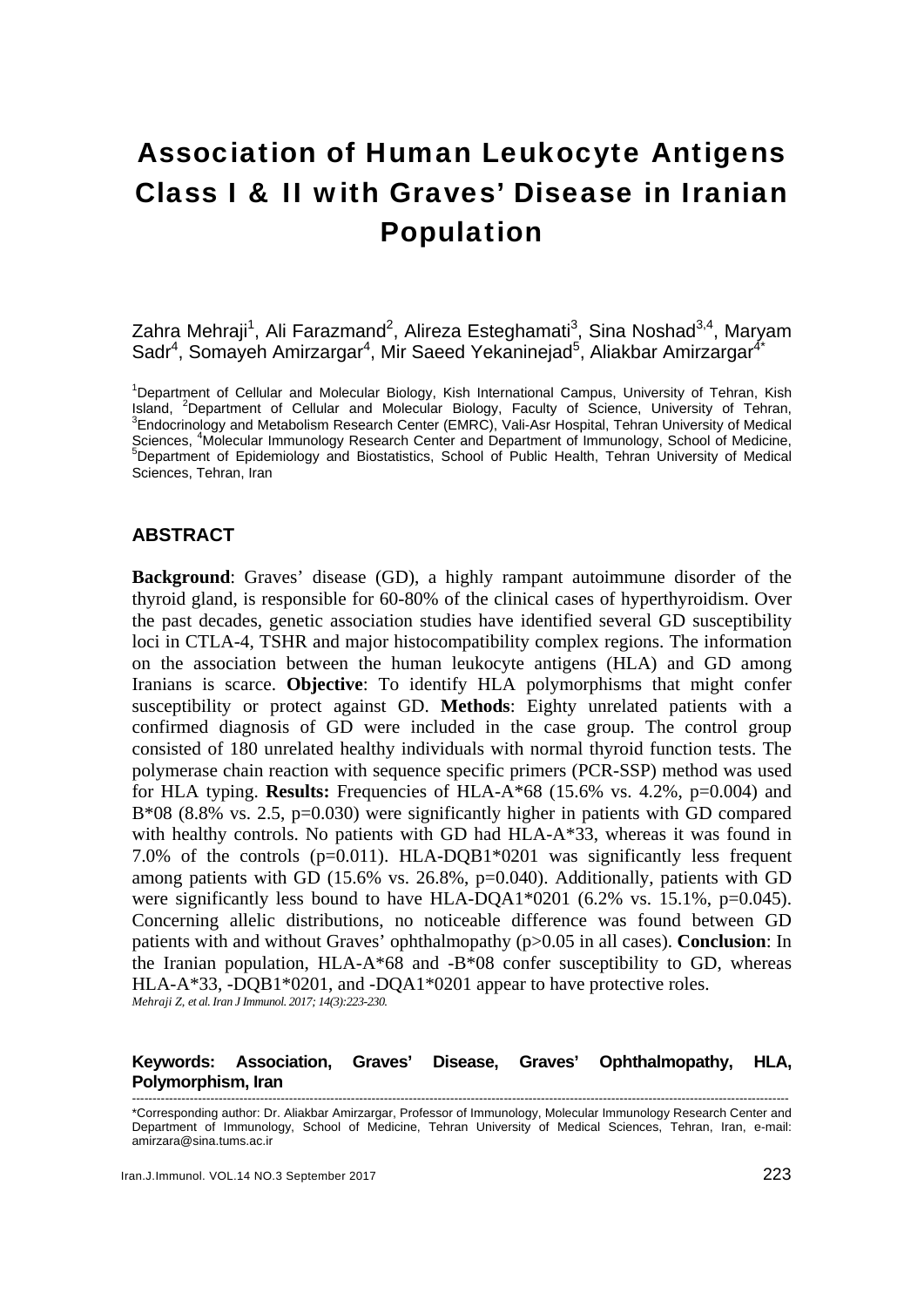# Association of Human Leukocyte Antigens Class I & II with Graves' Disease in Iranian Population

Zahra Mehraji[1], Ali Farazmand[2], Alireza Esteghamati[3], Sina Noshad[3,4], Maryam Sadr[4], Somayeh Amirzargar[4], Mir Saeed Yekaninejad[5], Aliakbar Amirzargar[4*]

[1]Department of Cellular and Molecular Biology, Kish International Campus, University of Tehran, Kish Island, [2]Department of Cellular and Molecular Biology, Faculty of Science, University of Tehran, [3]Endocrinology and Metabolism Research Center (EMRC), Vali-Asr Hospital, Tehran University of Medical Sciences, [4]Molecular Immunology Research Center and Department of Immunology, School of Medicine, [5]Department of Epidemiology and Biostatistics, School of Public Health, Tehran University of Medical Sciences, Tehran, Iran

## ABSTRACT

**Background**: Graves' disease (GD), a highly rampant autoimmune disorder of the thyroid gland, is responsible for 60-80% of the clinical cases of hyperthyroidism. Over the past decades, genetic association studies have identified several GD susceptibility loci in CTLA-4, TSHR and major histocompatibility complex regions. The information on the association between the human leukocyte antigens (HLA) and GD among Iranians is scarce. **Objective**: To identify HLA polymorphisms that might confer susceptibility or protect against GD. **Methods**: Eighty unrelated patients with a confirmed diagnosis of GD were included in the case group. The control group consisted of 180 unrelated healthy individuals with normal thyroid function tests. The polymerase chain reaction with sequence specific primers (PCR-SSP) method was used for HLA typing. **Results:** Frequencies of HLA-A*68 (15.6% vs. 4.2%, p=0.004) and B*08 (8.8% vs. 2.5, p=0.030) were significantly higher in patients with GD compared with healthy controls. No patients with GD had HLA-A*33, whereas it was found in 7.0% of the controls (p=0.011). HLA-DQB1*0201 was significantly less frequent among patients with GD (15.6% vs. 26.8%, p=0.040). Additionally, patients with GD were significantly less bound to have HLA-DQA1*0201 (6.2% vs. 15.1%, p=0.045). Concerning allelic distributions, no noticeable difference was found between GD patients with and without Graves' ophthalmopathy (p>0.05 in all cases). **Conclusion**: In the Iranian population, HLA-A*68 and -B*08 confer susceptibility to GD, whereas HLA-A*33, -DQB1*0201, and -DQA1*0201 appear to have protective roles.

*Mehraji Z, et al. Iran J Immunol. 2017; 14(3):223-230.*

**Keywords: Association, Graves' Disease, Graves' Ophthalmopathy, HLA, Polymorphism, Iran**

---

*Corresponding author: Dr. Aliakbar Amirzargar, Professor of Immunology, Molecular Immunology Research Center and Department of Immunology, School of Medicine, Tehran University of Medical Sciences, Tehran, Iran, e-mail: amirzara@sina.tums.ac.ir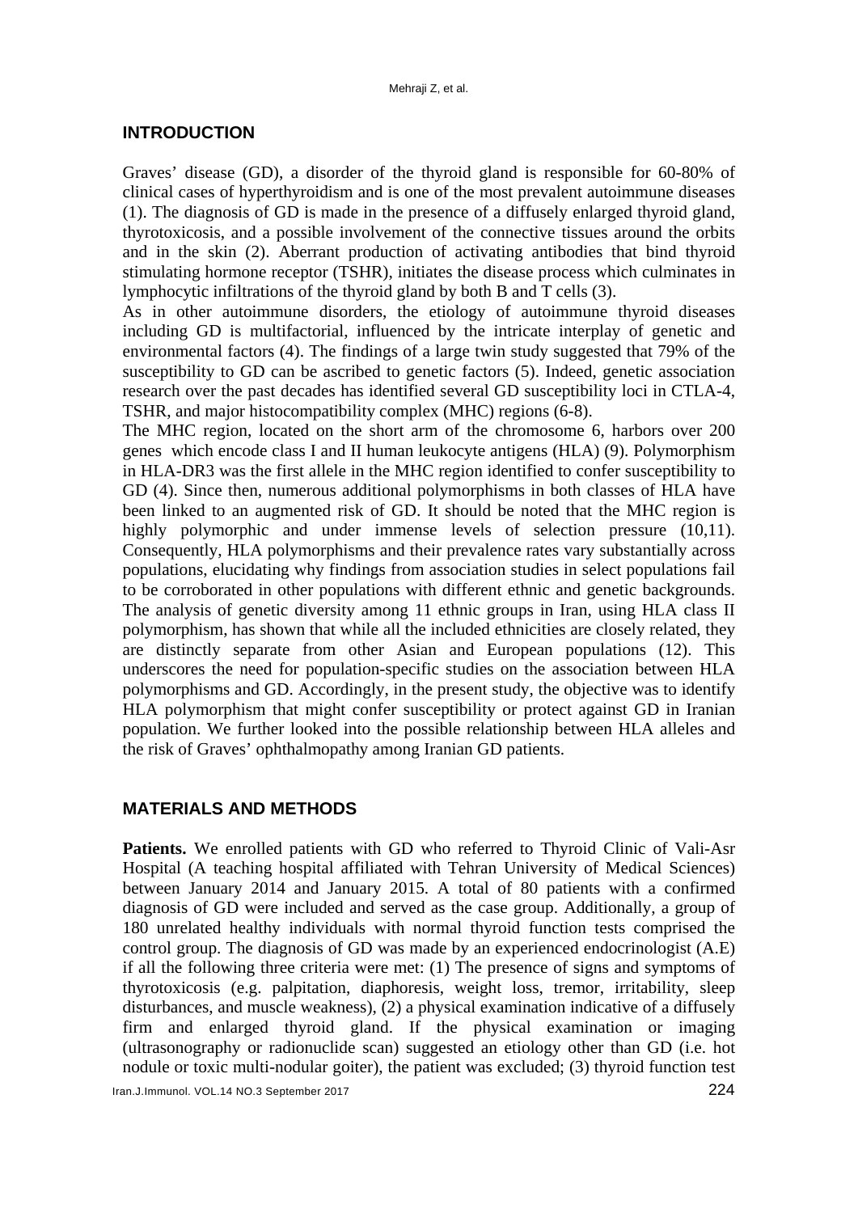## INTRODUCTION

Graves' disease (GD), a disorder of the thyroid gland is responsible for 60-80% of clinical cases of hyperthyroidism and is one of the most prevalent autoimmune diseases (1). The diagnosis of GD is made in the presence of a diffusely enlarged thyroid gland, thyrotoxicosis, and a possible involvement of the connective tissues around the orbits and in the skin (2). Aberrant production of activating antibodies that bind thyroid stimulating hormone receptor (TSHR), initiates the disease process which culminates in lymphocytic infiltrations of the thyroid gland by both B and T cells (3).

As in other autoimmune disorders, the etiology of autoimmune thyroid diseases including GD is multifactorial, influenced by the intricate interplay of genetic and environmental factors (4). The findings of a large twin study suggested that 79% of the susceptibility to GD can be ascribed to genetic factors (5). Indeed, genetic association research over the past decades has identified several GD susceptibility loci in CTLA-4, TSHR, and major histocompatibility complex (MHC) regions (6-8).

The MHC region, located on the short arm of the chromosome 6, harbors over 200 genes which encode class I and II human leukocyte antigens (HLA) (9). Polymorphism in HLA-DR3 was the first allele in the MHC region identified to confer susceptibility to GD (4). Since then, numerous additional polymorphisms in both classes of HLA have been linked to an augmented risk of GD. It should be noted that the MHC region is highly polymorphic and under immense levels of selection pressure (10,11). Consequently, HLA polymorphisms and their prevalence rates vary substantially across populations, elucidating why findings from association studies in select populations fail to be corroborated in other populations with different ethnic and genetic backgrounds. The analysis of genetic diversity among 11 ethnic groups in Iran, using HLA class II polymorphism, has shown that while all the included ethnicities are closely related, they are distinctly separate from other Asian and European populations (12). This underscores the need for population-specific studies on the association between HLA polymorphisms and GD. Accordingly, in the present study, the objective was to identify HLA polymorphism that might confer susceptibility or protect against GD in Iranian population. We further looked into the possible relationship between HLA alleles and the risk of Graves' ophthalmopathy among Iranian GD patients.

## MATERIALS AND METHODS

**Patients.** We enrolled patients with GD who referred to Thyroid Clinic of Vali-Asr Hospital (A teaching hospital affiliated with Tehran University of Medical Sciences) between January 2014 and January 2015. A total of 80 patients with a confirmed diagnosis of GD were included and served as the case group. Additionally, a group of 180 unrelated healthy individuals with normal thyroid function tests comprised the control group. The diagnosis of GD was made by an experienced endocrinologist (A.E) if all the following three criteria were met: (1) The presence of signs and symptoms of thyrotoxicosis (e.g. palpitation, diaphoresis, weight loss, tremor, irritability, sleep disturbances, and muscle weakness), (2) a physical examination indicative of a diffusely firm and enlarged thyroid gland. If the physical examination or imaging (ultrasonography or radionuclide scan) suggested an etiology other than GD (i.e. hot nodule or toxic multi-nodular goiter), the patient was excluded; (3) thyroid function test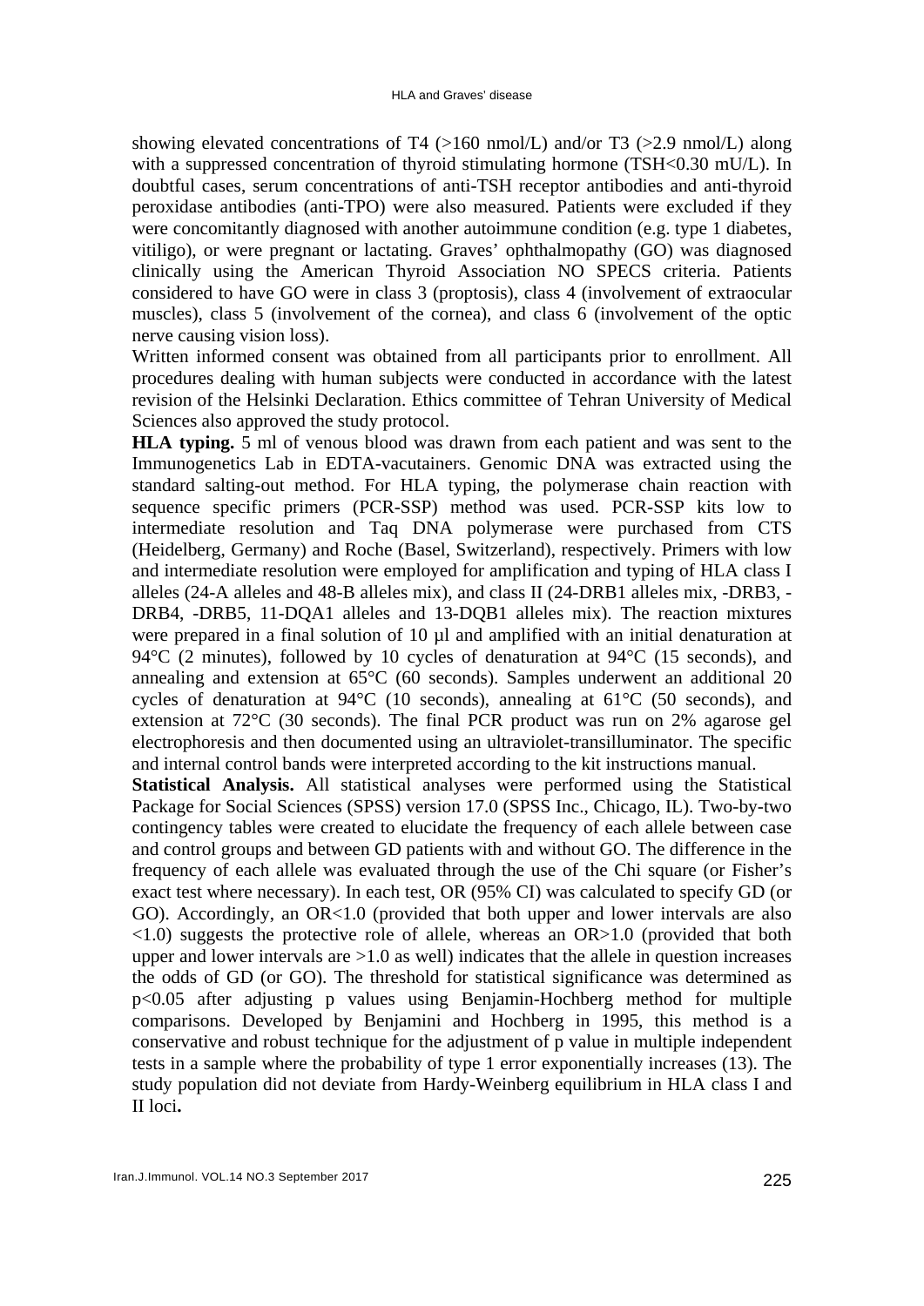showing elevated concentrations of T4 (>160 nmol/L) and/or T3 (>2.9 nmol/L) along with a suppressed concentration of thyroid stimulating hormone (TSH<0.30 mU/L). In doubtful cases, serum concentrations of anti-TSH receptor antibodies and anti-thyroid peroxidase antibodies (anti-TPO) were also measured. Patients were excluded if they were concomitantly diagnosed with another autoimmune condition (e.g. type 1 diabetes, vitiligo), or were pregnant or lactating. Graves' ophthalmopathy (GO) was diagnosed clinically using the American Thyroid Association NO SPECS criteria. Patients considered to have GO were in class 3 (proptosis), class 4 (involvement of extraocular muscles), class 5 (involvement of the cornea), and class 6 (involvement of the optic nerve causing vision loss).

Written informed consent was obtained from all participants prior to enrollment. All procedures dealing with human subjects were conducted in accordance with the latest revision of the Helsinki Declaration. Ethics committee of Tehran University of Medical Sciences also approved the study protocol.

**HLA typing.** 5 ml of venous blood was drawn from each patient and was sent to the Immunogenetics Lab in EDTA-vacutainers. Genomic DNA was extracted using the standard salting-out method. For HLA typing, the polymerase chain reaction with sequence specific primers (PCR-SSP) method was used. PCR-SSP kits low to intermediate resolution and Taq DNA polymerase were purchased from CTS (Heidelberg, Germany) and Roche (Basel, Switzerland), respectively. Primers with low and intermediate resolution were employed for amplification and typing of HLA class I alleles (24-A alleles and 48-B alleles mix), and class II (24-DRB1 alleles mix, -DRB3, -DRB4, -DRB5, 11-DQA1 alleles and 13-DQB1 alleles mix). The reaction mixtures were prepared in a final solution of 10 µl and amplified with an initial denaturation at 94°C (2 minutes), followed by 10 cycles of denaturation at 94°C (15 seconds), and annealing and extension at 65°C (60 seconds). Samples underwent an additional 20 cycles of denaturation at 94°C (10 seconds), annealing at 61°C (50 seconds), and extension at 72°C (30 seconds). The final PCR product was run on 2% agarose gel electrophoresis and then documented using an ultraviolet-transilluminator. The specific and internal control bands were interpreted according to the kit instructions manual.

**Statistical Analysis.** All statistical analyses were performed using the Statistical Package for Social Sciences (SPSS) version 17.0 (SPSS Inc., Chicago, IL). Two-by-two contingency tables were created to elucidate the frequency of each allele between case and control groups and between GD patients with and without GO. The difference in the frequency of each allele was evaluated through the use of the Chi square (or Fisher's exact test where necessary). In each test, OR (95% CI) was calculated to specify GD (or GO). Accordingly, an OR<1.0 (provided that both upper and lower intervals are also <1.0) suggests the protective role of allele, whereas an OR>1.0 (provided that both upper and lower intervals are >1.0 as well) indicates that the allele in question increases the odds of GD (or GO). The threshold for statistical significance was determined as $p<0.05$ after adjusting p values using Benjamin-Hochberg method for multiple comparisons. Developed by Benjamini and Hochberg in 1995, this method is a conservative and robust technique for the adjustment of p value in multiple independent tests in a sample where the probability of type 1 error exponentially increases (13). The study population did not deviate from Hardy-Weinberg equilibrium in HLA class I and II loci**.**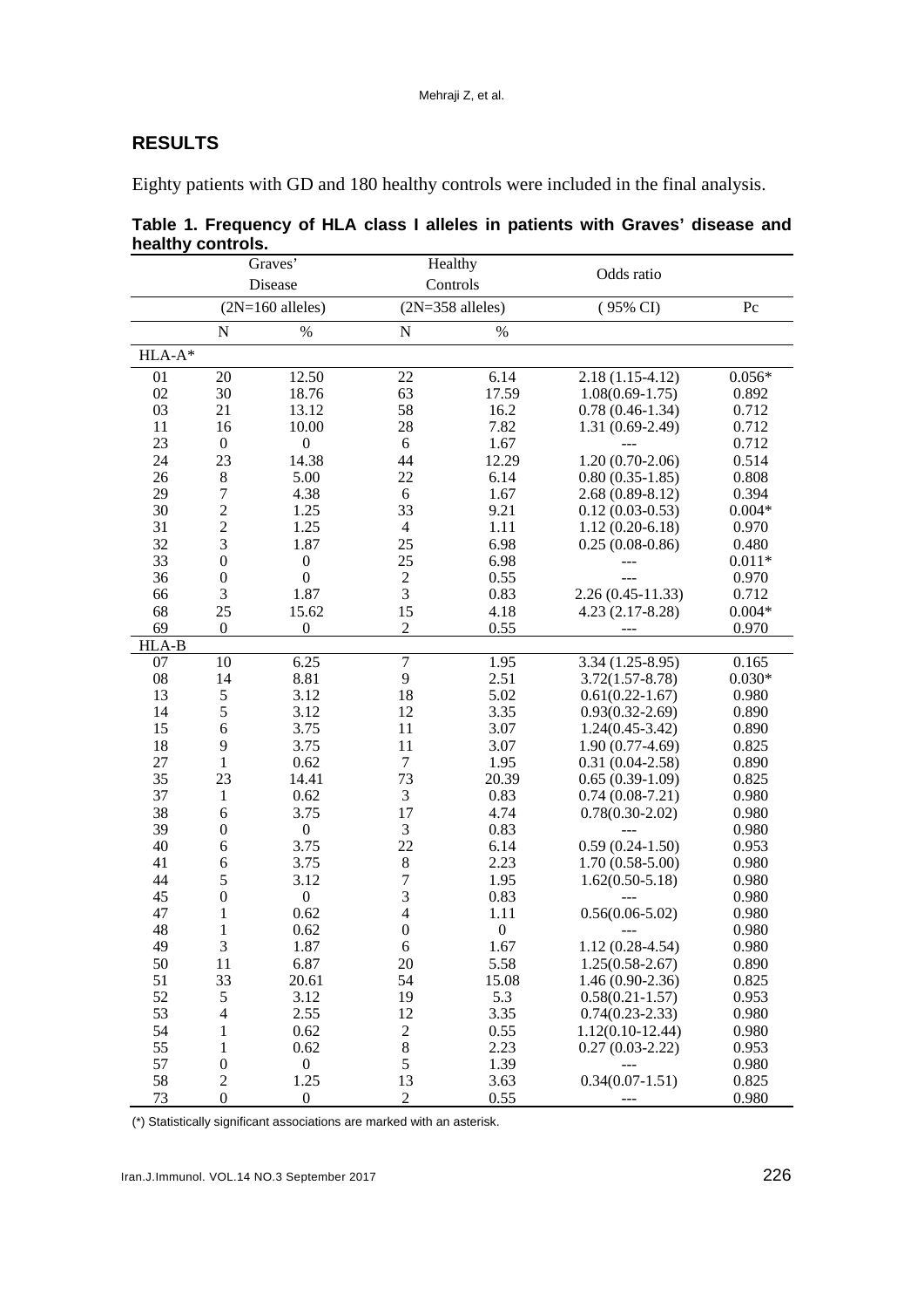## RESULTS

Eighty patients with GD and 180 healthy controls were included in the final analysis.

**Table 1. Frequency of HLA class I alleles in patients with Graves' disease and healthy controls.**

| | Graves' Disease (2N=160 alleles) | | Healthy Controls (2N=358 alleles) | | Odds ratio (95% CI) | Pc |
|---|---|---|---|---|---|---|
| | N | % | N | % | | |
| HLA-A* | | | | | | |
| 01 | 20 | 12.50 | 22 | 6.14 | 2.18 (1.15-4.12) | 0.056* |
| 02 | 30 | 18.76 | 63 | 17.59 | 1.08(0.69-1.75) | 0.892 |
| 03 | 21 | 13.12 | 58 | 16.2 | 0.78 (0.46-1.34) | 0.712 |
| 11 | 16 | 10.00 | 28 | 7.82 | 1.31 (0.69-2.49) | 0.712 |
| 23 | 0 | 0 | 6 | 1.67 | --- | 0.712 |
| 24 | 23 | 14.38 | 44 | 12.29 | 1.20 (0.70-2.06) | 0.514 |
| 26 | 8 | 5.00 | 22 | 6.14 | 0.80 (0.35-1.85) | 0.808 |
| 29 | 7 | 4.38 | 6 | 1.67 | 2.68 (0.89-8.12) | 0.394 |
| 30 | 2 | 1.25 | 33 | 9.21 | 0.12 (0.03-0.53) | 0.004* |
| 31 | 2 | 1.25 | 4 | 1.11 | 1.12 (0.20-6.18) | 0.970 |
| 32 | 3 | 1.87 | 25 | 6.98 | 0.25 (0.08-0.86) | 0.480 |
| 33 | 0 | 0 | 25 | 6.98 | --- | 0.011* |
| 36 | 0 | 0 | 2 | 0.55 | --- | 0.970 |
| 66 | 3 | 1.87 | 3 | 0.83 | 2.26 (0.45-11.33) | 0.712 |
| 68 | 25 | 15.62 | 15 | 4.18 | 4.23 (2.17-8.28) | 0.004* |
| 69 | 0 | 0 | 2 | 0.55 | --- | 0.970 |
| HLA-B | | | | | | |
| 07 | 10 | 6.25 | 7 | 1.95 | 3.34 (1.25-8.95) | 0.165 |
| 08 | 14 | 8.81 | 9 | 2.51 | 3.72(1.57-8.78) | 0.030* |
| 13 | 5 | 3.12 | 18 | 5.02 | 0.61(0.22-1.67) | 0.980 |
| 14 | 5 | 3.12 | 12 | 3.35 | 0.93(0.32-2.69) | 0.890 |
| 15 | 6 | 3.75 | 11 | 3.07 | 1.24(0.45-3.42) | 0.890 |
| 18 | 9 | 3.75 | 11 | 3.07 | 1.90 (0.77-4.69) | 0.825 |
| 27 | 1 | 0.62 | 7 | 1.95 | 0.31 (0.04-2.58) | 0.890 |
| 35 | 23 | 14.41 | 73 | 20.39 | 0.65 (0.39-1.09) | 0.825 |
| 37 | 1 | 0.62 | 3 | 0.83 | 0.74 (0.08-7.21) | 0.980 |
| 38 | 6 | 3.75 | 17 | 4.74 | 0.78(0.30-2.02) | 0.980 |
| 39 | 0 | 0 | 3 | 0.83 | --- | 0.980 |
| 40 | 6 | 3.75 | 22 | 6.14 | 0.59 (0.24-1.50) | 0.953 |
| 41 | 6 | 3.75 | 8 | 2.23 | 1.70 (0.58-5.00) | 0.980 |
| 44 | 5 | 3.12 | 7 | 1.95 | 1.62(0.50-5.18) | 0.980 |
| 45 | 0 | 0 | 3 | 0.83 | --- | 0.980 |
| 47 | 1 | 0.62 | 4 | 1.11 | 0.56(0.06-5.02) | 0.980 |
| 48 | 1 | 0.62 | 0 | 0 | --- | 0.980 |
| 49 | 3 | 1.87 | 6 | 1.67 | 1.12 (0.28-4.54) | 0.980 |
| 50 | 11 | 6.87 | 20 | 5.58 | 1.25(0.58-2.67) | 0.890 |
| 51 | 33 | 20.61 | 54 | 15.08 | 1.46 (0.90-2.36) | 0.825 |
| 52 | 5 | 3.12 | 19 | 5.3 | 0.58(0.21-1.57) | 0.953 |
| 53 | 4 | 2.55 | 12 | 3.35 | 0.74(0.23-2.33) | 0.980 |
| 54 | 1 | 0.62 | 2 | 0.55 | 1.12(0.10-12.44) | 0.980 |
| 55 | 1 | 0.62 | 8 | 2.23 | 0.27 (0.03-2.22) | 0.953 |
| 57 | 0 | 0 | 5 | 1.39 | --- | 0.980 |
| 58 | 2 | 1.25 | 13 | 3.63 | 0.34(0.07-1.51) | 0.825 |
| 73 | 0 | 0 | 2 | 0.55 | --- | 0.980 |

(*) Statistically significant associations are marked with an asterisk.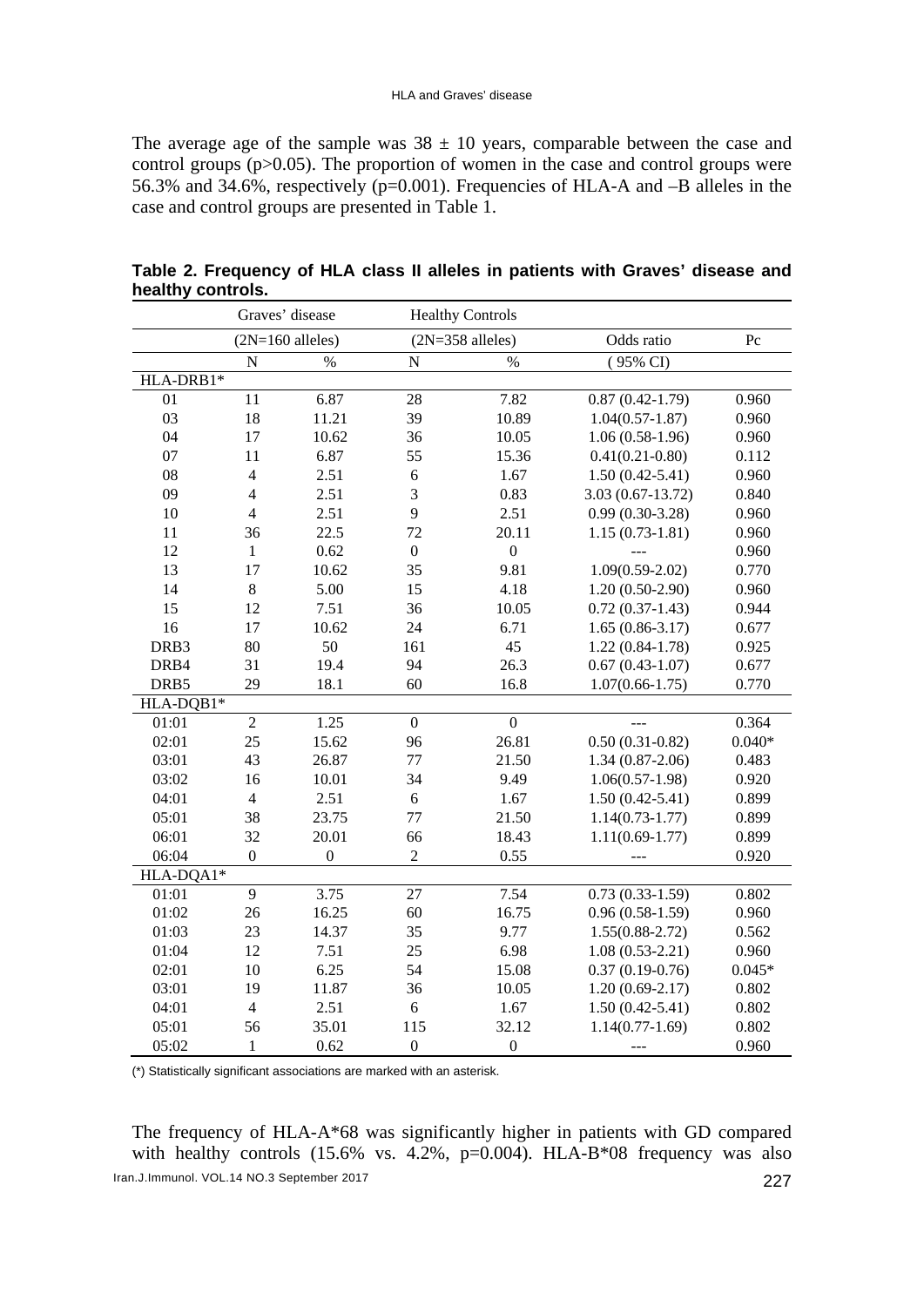The average age of the sample was 38 ± 10 years, comparable between the case and control groups (p>0.05). The proportion of women in the case and control groups were 56.3% and 34.6%, respectively (p=0.001). Frequencies of HLA-A and –B alleles in the case and control groups are presented in Table 1.

**Table 2. Frequency of HLA class II alleles in patients with Graves' disease and healthy controls.**

| | Graves' disease | | Healthy Controls | | | |
|---|---|---|---|---|---|---|
| | (2N=160 alleles) | | (2N=358 alleles) | | Odds ratio | Pc |
| | N | % | N | % | ( 95% CI) | |
| HLA-DRB1* | | | | | | |
| 01 | 11 | 6.87 | 28 | 7.82 | 0.87 (0.42-1.79) | 0.960 |
| 03 | 18 | 11.21 | 39 | 10.89 | 1.04(0.57-1.87) | 0.960 |
| 04 | 17 | 10.62 | 36 | 10.05 | 1.06 (0.58-1.96) | 0.960 |
| 07 | 11 | 6.87 | 55 | 15.36 | 0.41(0.21-0.80) | 0.112 |
| 08 | 4 | 2.51 | 6 | 1.67 | 1.50 (0.42-5.41) | 0.960 |
| 09 | 4 | 2.51 | 3 | 0.83 | 3.03 (0.67-13.72) | 0.840 |
| 10 | 4 | 2.51 | 9 | 2.51 | 0.99 (0.30-3.28) | 0.960 |
| 11 | 36 | 22.5 | 72 | 20.11 | 1.15 (0.73-1.81) | 0.960 |
| 12 | 1 | 0.62 | 0 | 0 | --- | 0.960 |
| 13 | 17 | 10.62 | 35 | 9.81 | 1.09(0.59-2.02) | 0.770 |
| 14 | 8 | 5.00 | 15 | 4.18 | 1.20 (0.50-2.90) | 0.960 |
| 15 | 12 | 7.51 | 36 | 10.05 | 0.72 (0.37-1.43) | 0.944 |
| 16 | 17 | 10.62 | 24 | 6.71 | 1.65 (0.86-3.17) | 0.677 |
| DRB3 | 80 | 50 | 161 | 45 | 1.22 (0.84-1.78) | 0.925 |
| DRB4 | 31 | 19.4 | 94 | 26.3 | 0.67 (0.43-1.07) | 0.677 |
| DRB5 | 29 | 18.1 | 60 | 16.8 | 1.07(0.66-1.75) | 0.770 |
| HLA-DQB1* | | | | | | |
| 01:01 | 2 | 1.25 | 0 | 0 | --- | 0.364 |
| 02:01 | 25 | 15.62 | 96 | 26.81 | 0.50 (0.31-0.82) | 0.040* |
| 03:01 | 43 | 26.87 | 77 | 21.50 | 1.34 (0.87-2.06) | 0.483 |
| 03:02 | 16 | 10.01 | 34 | 9.49 | 1.06(0.57-1.98) | 0.920 |
| 04:01 | 4 | 2.51 | 6 | 1.67 | 1.50 (0.42-5.41) | 0.899 |
| 05:01 | 38 | 23.75 | 77 | 21.50 | 1.14(0.73-1.77) | 0.899 |
| 06:01 | 32 | 20.01 | 66 | 18.43 | 1.11(0.69-1.77) | 0.899 |
| 06:04 | 0 | 0 | 2 | 0.55 | --- | 0.920 |
| HLA-DQA1* | | | | | | |
| 01:01 | 9 | 3.75 | 27 | 7.54 | 0.73 (0.33-1.59) | 0.802 |
| 01:02 | 26 | 16.25 | 60 | 16.75 | 0.96 (0.58-1.59) | 0.960 |
| 01:03 | 23 | 14.37 | 35 | 9.77 | 1.55(0.88-2.72) | 0.562 |
| 01:04 | 12 | 7.51 | 25 | 6.98 | 1.08 (0.53-2.21) | 0.960 |
| 02:01 | 10 | 6.25 | 54 | 15.08 | 0.37 (0.19-0.76) | 0.045* |
| 03:01 | 19 | 11.87 | 36 | 10.05 | 1.20 (0.69-2.17) | 0.802 |
| 04:01 | 4 | 2.51 | 6 | 1.67 | 1.50 (0.42-5.41) | 0.802 |
| 05:01 | 56 | 35.01 | 115 | 32.12 | 1.14(0.77-1.69) | 0.802 |
| 05:02 | 1 | 0.62 | 0 | 0 | --- | 0.960 |

(*) Statistically significant associations are marked with an asterisk.

The frequency of HLA-A*68 was significantly higher in patients with GD compared with healthy controls (15.6% vs. 4.2%, p=0.004). HLA-B*08 frequency was also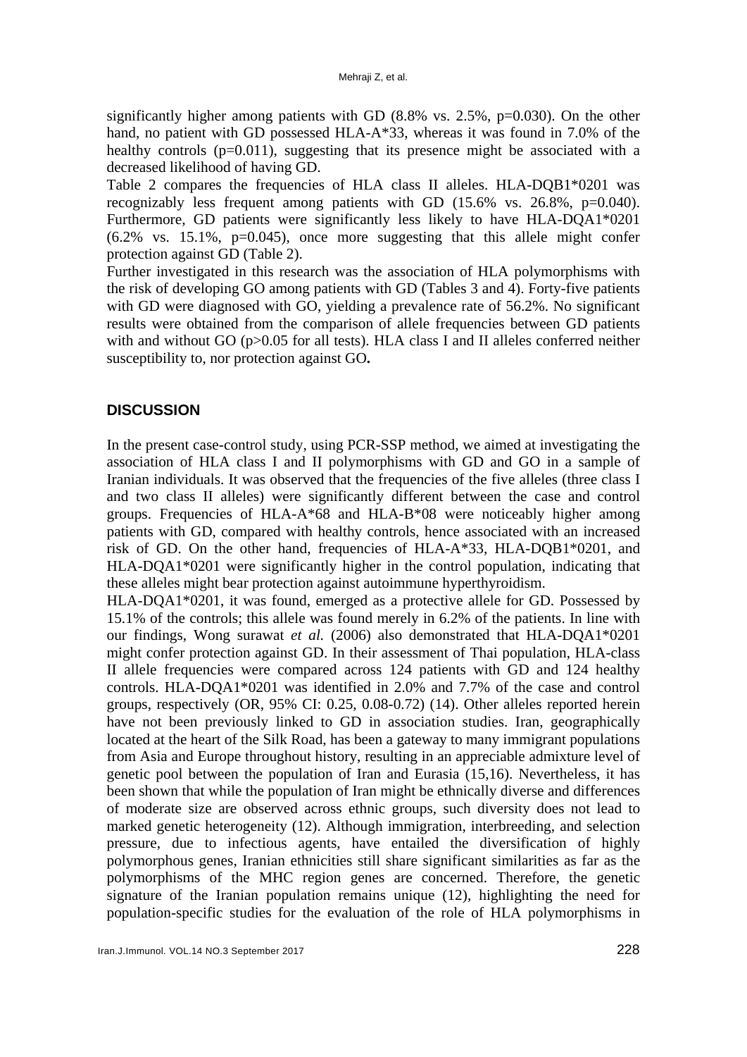significantly higher among patients with GD (8.8% vs. 2.5%, p=0.030). On the other hand, no patient with GD possessed HLA-A*33, whereas it was found in 7.0% of the healthy controls (p=0.011), suggesting that its presence might be associated with a decreased likelihood of having GD.

Table 2 compares the frequencies of HLA class II alleles. HLA-DQB1*0201 was recognizably less frequent among patients with GD (15.6% vs. 26.8%, p=0.040). Furthermore, GD patients were significantly less likely to have HLA-DQA1*0201 (6.2% vs. 15.1%, p=0.045), once more suggesting that this allele might confer protection against GD (Table 2).

Further investigated in this research was the association of HLA polymorphisms with the risk of developing GO among patients with GD (Tables 3 and 4). Forty-five patients with GD were diagnosed with GO, yielding a prevalence rate of 56.2%. No significant results were obtained from the comparison of allele frequencies between GD patients with and without GO (p>0.05 for all tests). HLA class I and II alleles conferred neither susceptibility to, nor protection against GO**.**

## DISCUSSION

In the present case-control study, using PCR-SSP method, we aimed at investigating the association of HLA class I and II polymorphisms with GD and GO in a sample of Iranian individuals. It was observed that the frequencies of the five alleles (three class I and two class II alleles) were significantly different between the case and control groups. Frequencies of HLA-A*68 and HLA-B*08 were noticeably higher among patients with GD, compared with healthy controls, hence associated with an increased risk of GD. On the other hand, frequencies of HLA-A*33, HLA-DQB1*0201, and HLA-DQA1*0201 were significantly higher in the control population, indicating that these alleles might bear protection against autoimmune hyperthyroidism.

HLA-DQA1*0201, it was found, emerged as a protective allele for GD. Possessed by 15.1% of the controls; this allele was found merely in 6.2% of the patients. In line with our findings, Wong surawat *et al.* (2006) also demonstrated that HLA-DQA1*0201 might confer protection against GD. In their assessment of Thai population, HLA-class II allele frequencies were compared across 124 patients with GD and 124 healthy controls. HLA-DQA1*0201 was identified in 2.0% and 7.7% of the case and control groups, respectively (OR, 95% CI: 0.25, 0.08-0.72) (14). Other alleles reported herein have not been previously linked to GD in association studies. Iran, geographically located at the heart of the Silk Road, has been a gateway to many immigrant populations from Asia and Europe throughout history, resulting in an appreciable admixture level of genetic pool between the population of Iran and Eurasia (15,16). Nevertheless, it has been shown that while the population of Iran might be ethnically diverse and differences of moderate size are observed across ethnic groups, such diversity does not lead to marked genetic heterogeneity (12). Although immigration, interbreeding, and selection pressure, due to infectious agents, have entailed the diversification of highly polymorphous genes, Iranian ethnicities still share significant similarities as far as the polymorphisms of the MHC region genes are concerned. Therefore, the genetic signature of the Iranian population remains unique (12), highlighting the need for population-specific studies for the evaluation of the role of HLA polymorphisms in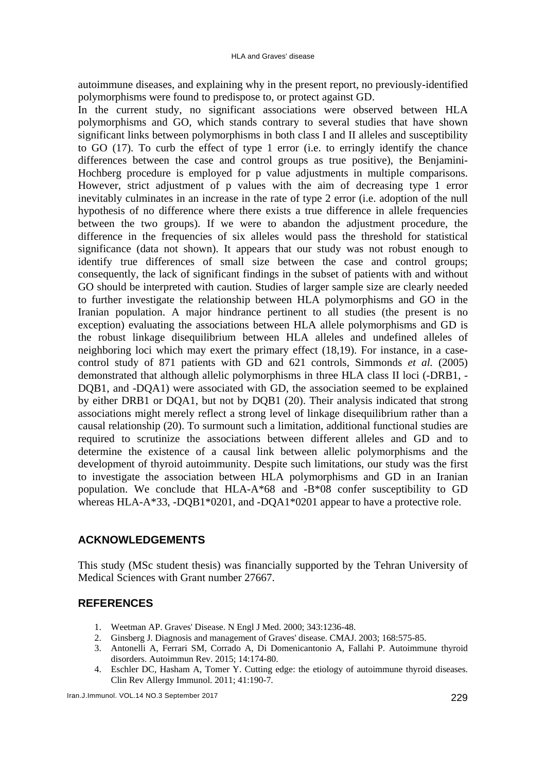autoimmune diseases, and explaining why in the present report, no previously-identified polymorphisms were found to predispose to, or protect against GD.

In the current study, no significant associations were observed between HLA polymorphisms and GO, which stands contrary to several studies that have shown significant links between polymorphisms in both class I and II alleles and susceptibility to GO (17). To curb the effect of type 1 error (i.e. to erringly identify the chance differences between the case and control groups as true positive), the Benjamini-Hochberg procedure is employed for p value adjustments in multiple comparisons. However, strict adjustment of p values with the aim of decreasing type 1 error inevitably culminates in an increase in the rate of type 2 error (i.e. adoption of the null hypothesis of no difference where there exists a true difference in allele frequencies between the two groups). If we were to abandon the adjustment procedure, the difference in the frequencies of six alleles would pass the threshold for statistical significance (data not shown). It appears that our study was not robust enough to identify true differences of small size between the case and control groups; consequently, the lack of significant findings in the subset of patients with and without GO should be interpreted with caution. Studies of larger sample size are clearly needed to further investigate the relationship between HLA polymorphisms and GO in the Iranian population. A major hindrance pertinent to all studies (the present is no exception) evaluating the associations between HLA allele polymorphisms and GD is the robust linkage disequilibrium between HLA alleles and undefined alleles of neighboring loci which may exert the primary effect (18,19). For instance, in a case-control study of 871 patients with GD and 621 controls, Simmonds *et al.* (2005) demonstrated that although allelic polymorphisms in three HLA class II loci (-DRB1, -DQB1, and -DQA1) were associated with GD, the association seemed to be explained by either DRB1 or DQA1, but not by DQB1 (20). Their analysis indicated that strong associations might merely reflect a strong level of linkage disequilibrium rather than a causal relationship (20). To surmount such a limitation, additional functional studies are required to scrutinize the associations between different alleles and GD and to determine the existence of a causal link between allelic polymorphisms and the development of thyroid autoimmunity. Despite such limitations, our study was the first to investigate the association between HLA polymorphisms and GD in an Iranian population. We conclude that HLA-A*68 and -B*08 confer susceptibility to GD whereas HLA-A*33, -DQB1*0201, and -DQA1*0201 appear to have a protective role.

## ACKNOWLEDGEMENTS

This study (MSc student thesis) was financially supported by the Tehran University of Medical Sciences with Grant number 27667.

## REFERENCES

1. Weetman AP. Graves' Disease. N Engl J Med. 2000; 343:1236-48.
2. Ginsberg J. Diagnosis and management of Graves' disease. CMAJ. 2003; 168:575-85.
3. Antonelli A, Ferrari SM, Corrado A, Di Domenicantonio A, Fallahi P. Autoimmune thyroid disorders. Autoimmun Rev. 2015; 14:174-80.
4. Eschler DC, Hasham A, Tomer Y. Cutting edge: the etiology of autoimmune thyroid diseases. Clin Rev Allergy Immunol. 2011; 41:190-7.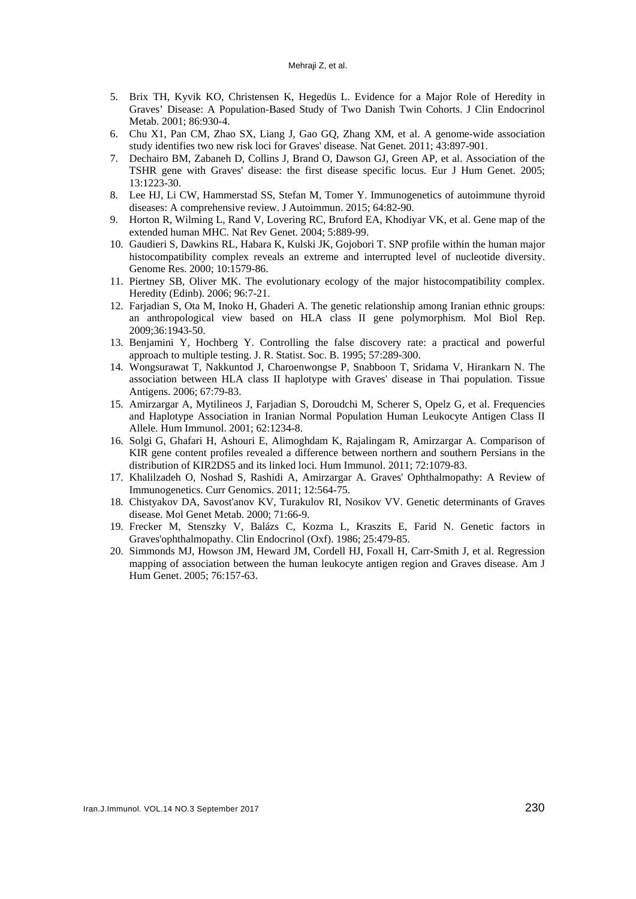5. Brix TH, Kyvik KO, Christensen K, Hegedüs L. Evidence for a Major Role of Heredity in Graves' Disease: A Population-Based Study of Two Danish Twin Cohorts. J Clin Endocrinol Metab. 2001; 86:930-4.
6. Chu X1, Pan CM, Zhao SX, Liang J, Gao GQ, Zhang XM, et al. A genome-wide association study identifies two new risk loci for Graves' disease. Nat Genet. 2011; 43:897-901.
7. Dechairo BM, Zabaneh D, Collins J, Brand O, Dawson GJ, Green AP, et al. Association of the TSHR gene with Graves' disease: the first disease specific locus. Eur J Hum Genet. 2005; 13:1223-30.
8. Lee HJ, Li CW, Hammerstad SS, Stefan M, Tomer Y. Immunogenetics of autoimmune thyroid diseases: A comprehensive review. J Autoimmun. 2015; 64:82-90.
9. Horton R, Wilming L, Rand V, Lovering RC, Bruford EA, Khodiyar VK, et al. Gene map of the extended human MHC. Nat Rev Genet. 2004; 5:889-99.
10. Gaudieri S, Dawkins RL, Habara K, Kulski JK, Gojobori T. SNP profile within the human major histocompatibility complex reveals an extreme and interrupted level of nucleotide diversity. Genome Res. 2000; 10:1579-86.
11. Piertney SB, Oliver MK. The evolutionary ecology of the major histocompatibility complex. Heredity (Edinb). 2006; 96:7-21.
12. Farjadian S, Ota M, Inoko H, Ghaderi A. The genetic relationship among Iranian ethnic groups: an anthropological view based on HLA class II gene polymorphism. Mol Biol Rep. 2009;36:1943-50.
13. Benjamini Y, Hochberg Y. Controlling the false discovery rate: a practical and powerful approach to multiple testing. J. R. Statist. Soc. B. 1995; 57:289-300.
14. Wongsurawat T, Nakkuntod J, Charoenwongse P, Snabboon T, Sridama V, Hirankarn N. The association between HLA class II haplotype with Graves' disease in Thai population. Tissue Antigens. 2006; 67:79-83.
15. Amirzargar A, Mytilineos J, Farjadian S, Doroudchi M, Scherer S, Opelz G, et al. Frequencies and Haplotype Association in Iranian Normal Population Human Leukocyte Antigen Class II Allele. Hum Immunol. 2001; 62:1234-8.
16. Solgi G, Ghafari H, Ashouri E, Alimoghdam K, Rajalingam R, Amirzargar A. Comparison of KIR gene content profiles revealed a difference between northern and southern Persians in the distribution of KIR2DS5 and its linked loci. Hum Immunol. 2011; 72:1079-83.
17. Khalilzadeh O, Noshad S, Rashidi A, Amirzargar A. Graves' Ophthalmopathy: A Review of Immunogenetics. Curr Genomics. 2011; 12:564-75.
18. Chistyakov DA, Savost'anov KV, Turakulov RI, Nosikov VV. Genetic determinants of Graves disease. Mol Genet Metab. 2000; 71:66-9.
19. Frecker M, Stenszky V, Balázs C, Kozma L, Kraszits E, Farid N. Genetic factors in Graves'ophthalmopathy. Clin Endocrinol (Oxf). 1986; 25:479-85.
20. Simmonds MJ, Howson JM, Heward JM, Cordell HJ, Foxall H, Carr-Smith J, et al. Regression mapping of association between the human leukocyte antigen region and Graves disease. Am J Hum Genet. 2005; 76:157-63.